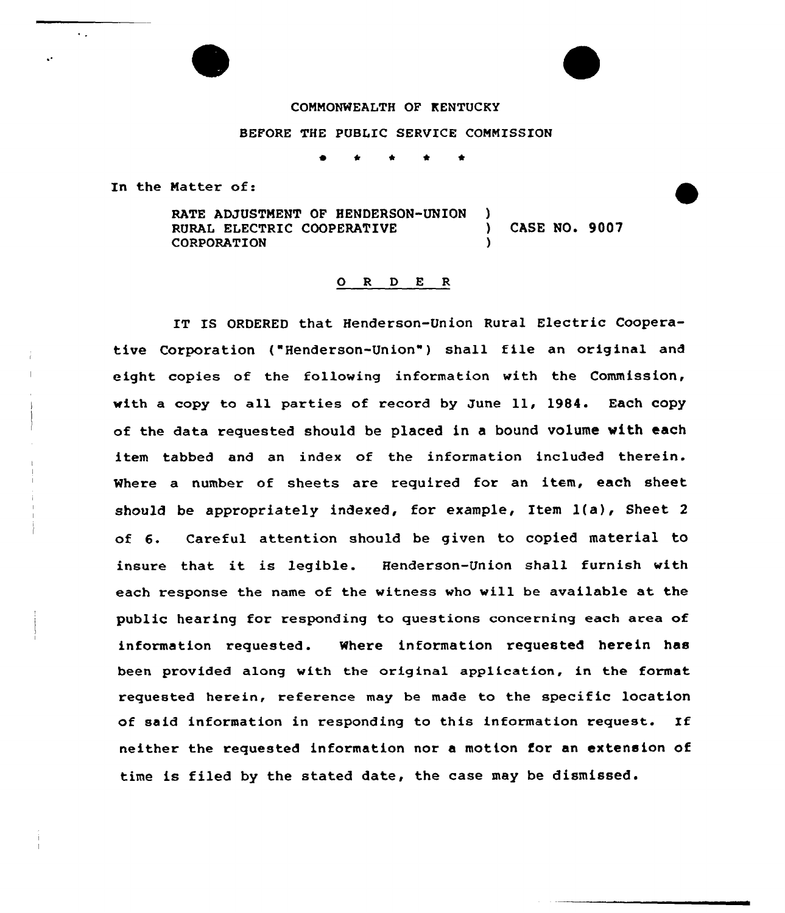COMMONWEALTH OF KENTUCKY

BEFORE THE PUBLIC SERVICE COMMISSION

\* \* \* \* \*

In the Matter of:

RATE ADJUSTMENT OF HENDERSON-UNION RURAL ELECTRIC COOPERATIVE CORPORATION ) CASE NO. 9007

## O R D E R

IT IS ORDERED that Henderson-Union Rural Electric Cooperative Corporation ("Henderson-Union") shall file an original and eight copies of the following information with the Commission, with a copy to all parties of record by June 11, 1984. Each copy of the data requested should be placed in a bound volume with each item tabbed and an index of the information included therein. Where a number of sheets are required for an item, each sheet should be appropriately indexed, for example, Item 1(a), Sheet 2 of 6. Careful attention should be given to copied material to insure that it is legible. Henderson-Union shall furnish with each response the name of the witness who will be available at the public hearing for responding to questions concerning each area of information requested. Where information requested herein has been provided along with the original application, in the format requested herein, reference may be made to the specific location of said information in responding to this information request. If neither the requested information nor a motion for an extension of time is filed by the stated date, the case may be dismissed.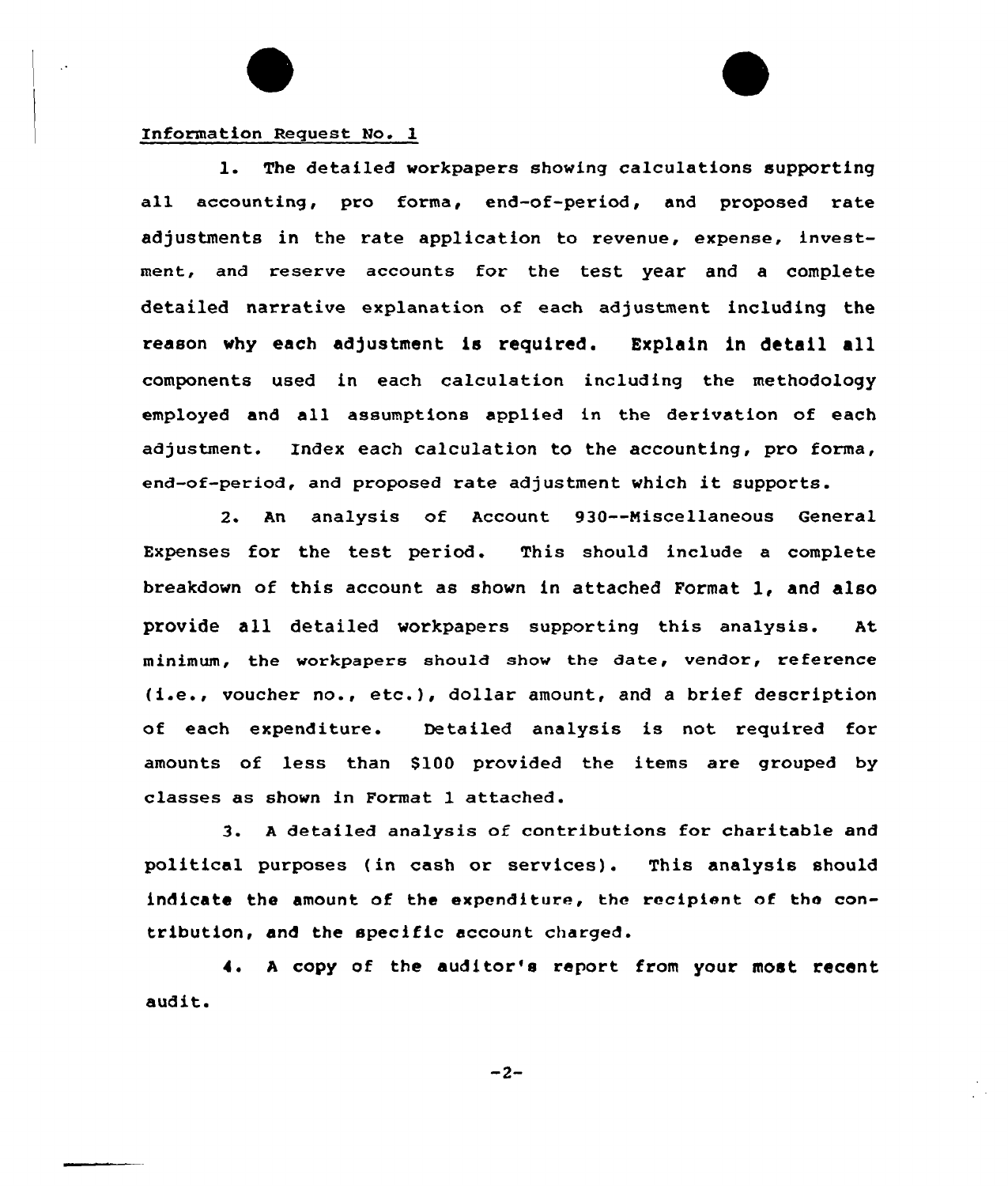Information Request No. 1

1. The detailed workpapers showing calculations supporting all accounting, pro forma, end-of-period, and proposed rate adjustments in the rate application to revenue, expense, investment, and reserve accounts for the test year and a complete detailed narrative explanation of each adjustment including the reason why each adjustment is required. Explain in detail all components used in each calculation including the methodology employed and all assumptions applied in the derivation of each adjustment. Index each calculation to the accounting, pro forma, end-of-period, and proposed rate adjustment which it supports.

2. An analysis of Account 930--Miscellaneous General Expenses for the test period. This should include a complete breakdown of this account as shown in attached Format 1, and also provide all detailed workpapers supporting this analysis. At minimum, the workpapers should show the date, vendor, reference (i.e., voucher no., etc.), dollar amount, and a brief description of each expenditure. Detailed analysis is not required for amounts of less than $100 provided the items are grouped by classes as shown in Format 1 attached.

3. A detailed analysis of contributions for charitable and political purposes (in cash or services). This analysis should indicate the amount of the expenditure, the recipient of the contribution, and the specific account charged.

4. A copy of the auditor's report from your most recent audit.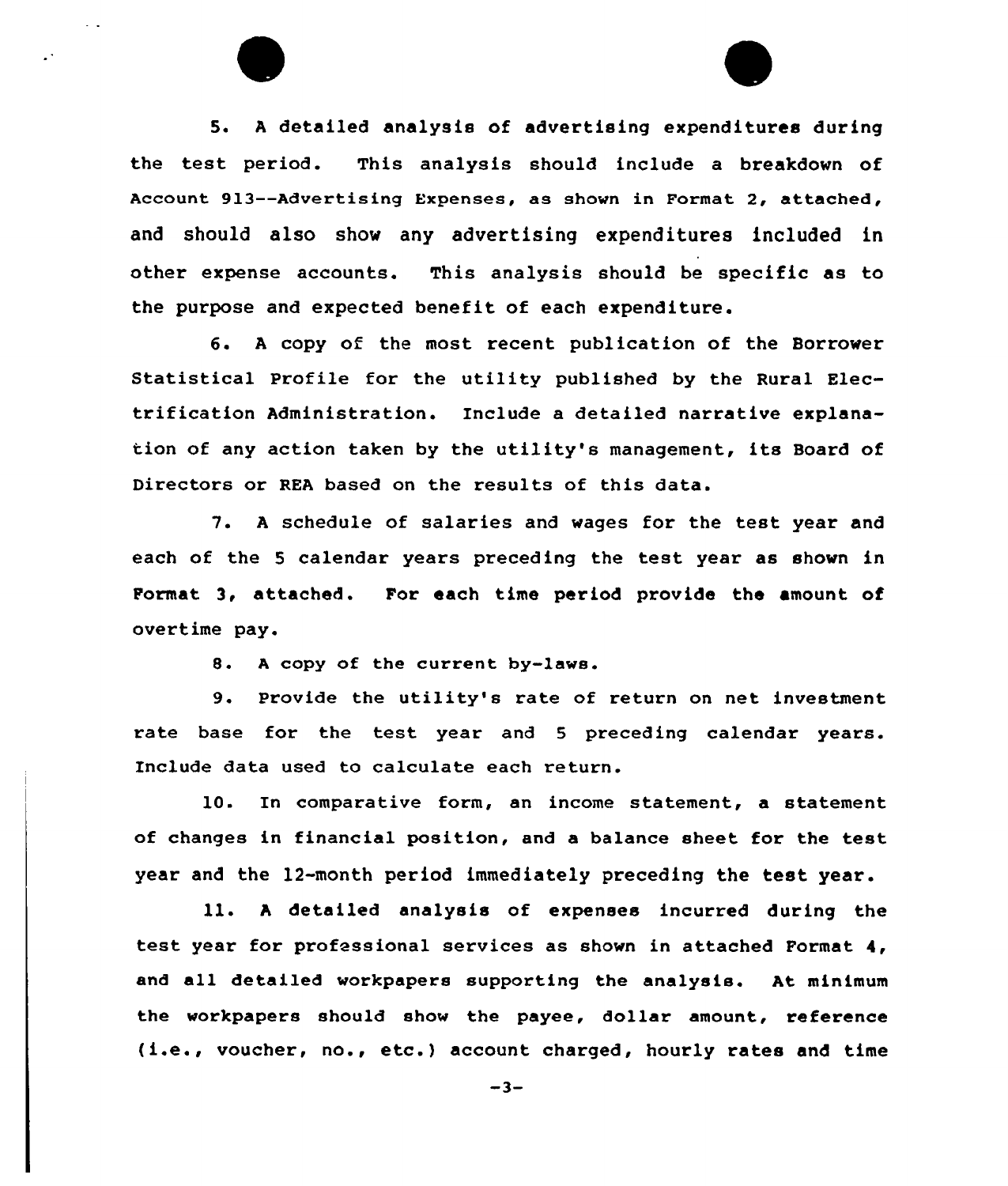5. A detailed analysis of advertising expenditures during the test period. This analysis should include a breakdown of Account 913--Advertising Expenses, as shown in Format 2, attached, and should also show any advertising expenditures included in other expense accounts. This analysis should be specific as to the purpose and expected benefit of each expenditure.

6. A copy of the most recent publication of the Borrower Statistical Profile for the utility published by the Rural Electrification Administration. Include a detailed narrative explanation of any action taken by the utility's management, its Board of Directors or REA based on the results of this data.

7. A schedule of salaries and wages for the test year and each of the 5 calendar years preceding the test year as shown in Format 3, attached. For each time period provide the amount of overtime pay.

8. A copy of the current by-laws.

9. Provide the utility's rate of return on net investment rate base for the test year and 5 preceding calendar years. Include data used to calculate each return.

10. In comparative form, an income statement, a statement of changes in financial position, and a balance sheet for the test year and the 12-month period immediately preceding the test year.

11. A detailed analysis of expenses incurred during the test year for professional services as shown in attached Format 4, and all detailed workpapers supporting the analysis. At minimum the workpapers should show the payee, dollar amount, reference (i.e., voucher, no., etc.) account charged, hourly rates and time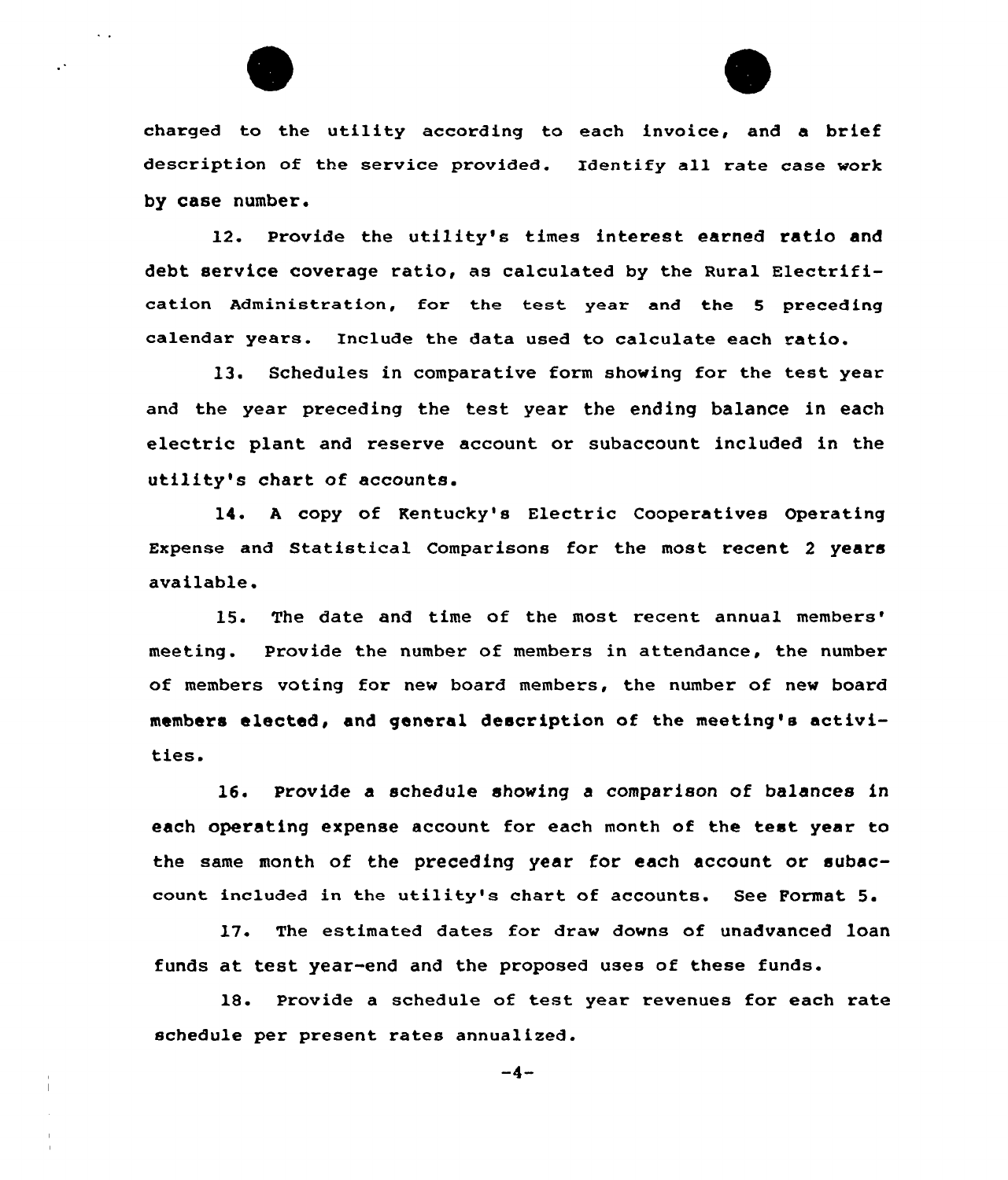charged to the utility according to each invoice, and a brief description of the service provided. Identify all rate case work by case number.

12. Provide the utility's times interest earned ratio and debt service coverage ratio, as calculated by the Rural Electrification Administration, for the test year and the 5 preceding calendar years. Include the data used to calculate each ratio.

13. Schedules in comparative form showing for the test year and the year preceding the test year the ending balance in each electric plant and reserve account or subaccount included in the utility's chart of accounts.

14. A copy of Kentucky's Electric Cooperatives Operating Expense and Statistical Comparisons for the most recent 2 years available.

15. The date and time of the most recent annual members' meeting. Provide the number of members in attendance, the number of members voting for new board members, the number of new board members elected, and general description of the meeting's activities.

16. Provide a schedule showing a comparison of balances in each operating expense account for each month of the test year to the same month of the preceding year for each account or subaccount included in the utility's chart of accounts. See Format 5.

17. The estimated dates for draw downs of unadvanced loan funds at test year-end and the proposed uses of these funds.

18. Provide a schedule of test year revenues for each rate schedule per present rates annualized.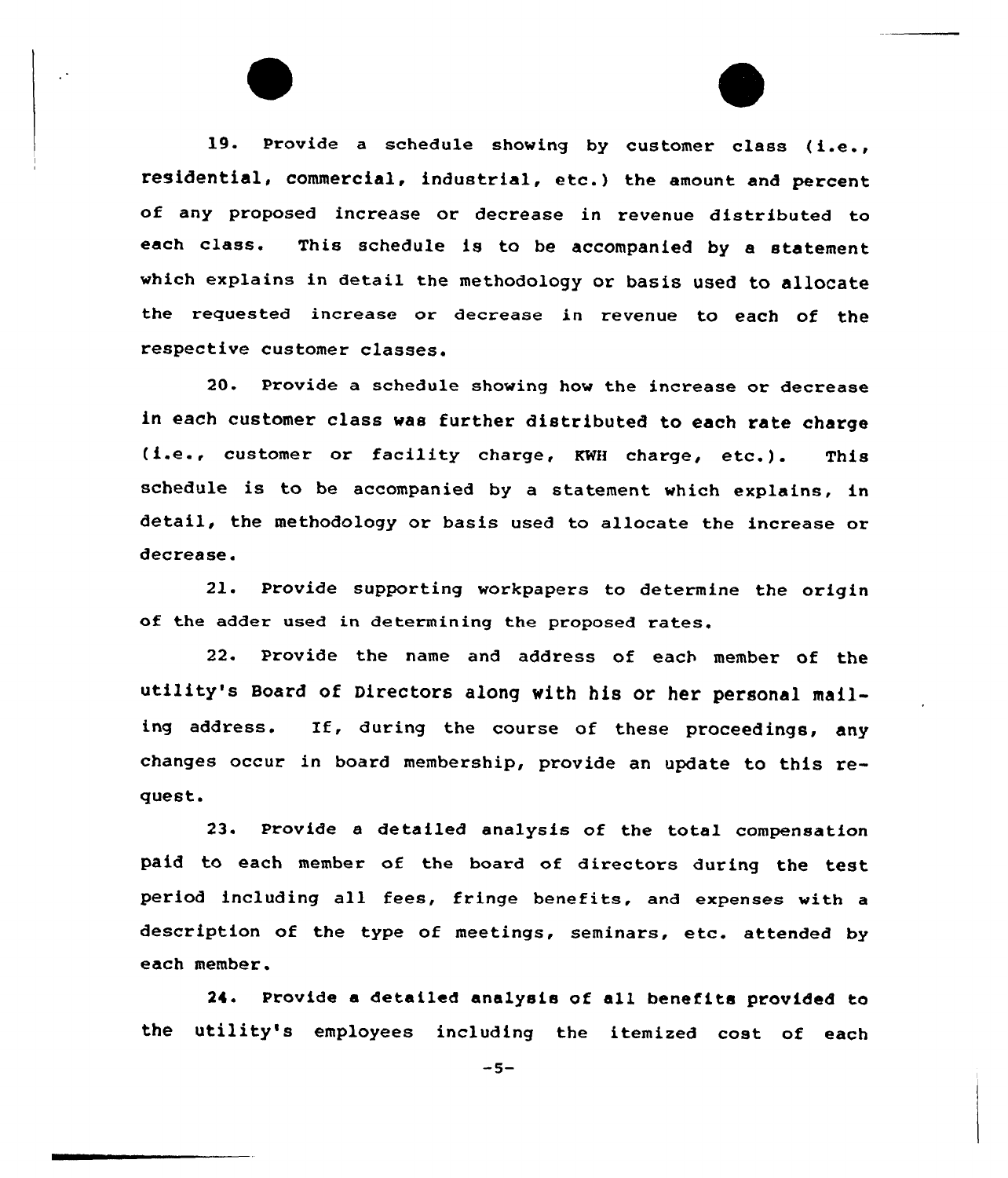19. Provide a schedule showing by customer class (i.e., residential, commercial, industrial, etc.) the amount and percent of any proposed increase or decrease in revenue distributed to each class. This schedule is to be accompanied by a statement which explains in detail the methodology or basis used to allocate the requested increase or decrease in revenue to each of the respective customer classes.

20. Provide a schedule showing how the increase or decrease in each customer class was further distributed to each rate charge (i.e., customer or facility charge, KWH charge, etc.). This schedule is to be accompanied by a statement which explains, in detail, the methodology or basis used to allocate the increase or decrease.

21. Provide supporting workpapers to determine the origin of the adder used in determining the proposed rates.

22. Provide the name and address of each member of the utility's Board of Directors along with his or her personal mailing address. If, during the course of these proceedings, any changes occur in board membership, provide an update to this request.

23. Provide a detailed analysis of the total compensation paid to each member of the board of directors during the test period including all fees, fringe benefits, and expenses with a description of the type of meetings, seminars, etc. attended by each member.

24. Provide a detailed analysis of all benefits provided to the utility's employees including the itemized cost of each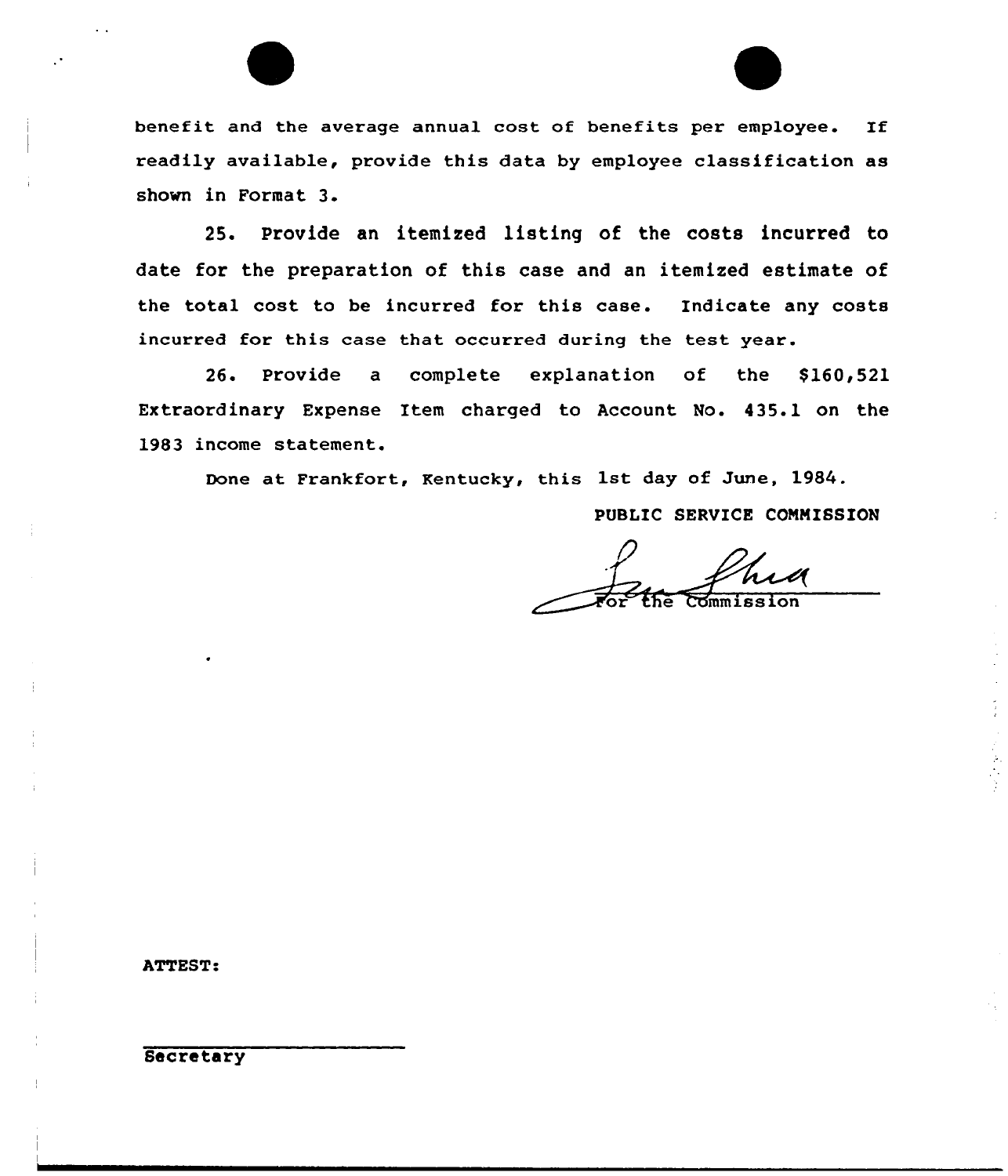benefit and the average annual cost of benefits per employee. If readily available, provide this data by employee classification as shown in Format 3.

25. Provide an itemized listing of the costs incurred to date for the preparation of this case and an itemized estimate of the total cost to be incurred for this case. Indicate any costs incurred for this case that occurred during the test year.

26. Provide a complete explanation of the $160,521 Extraordinary Expense Item charged to Account No. 435.1 on the 1983 income statement.

Done at Frankfort, Kentucky, this 1st day of June, 1984.

PUBLIC SERVICE COMMISSION

For the Commission

ATTEST:

Secretary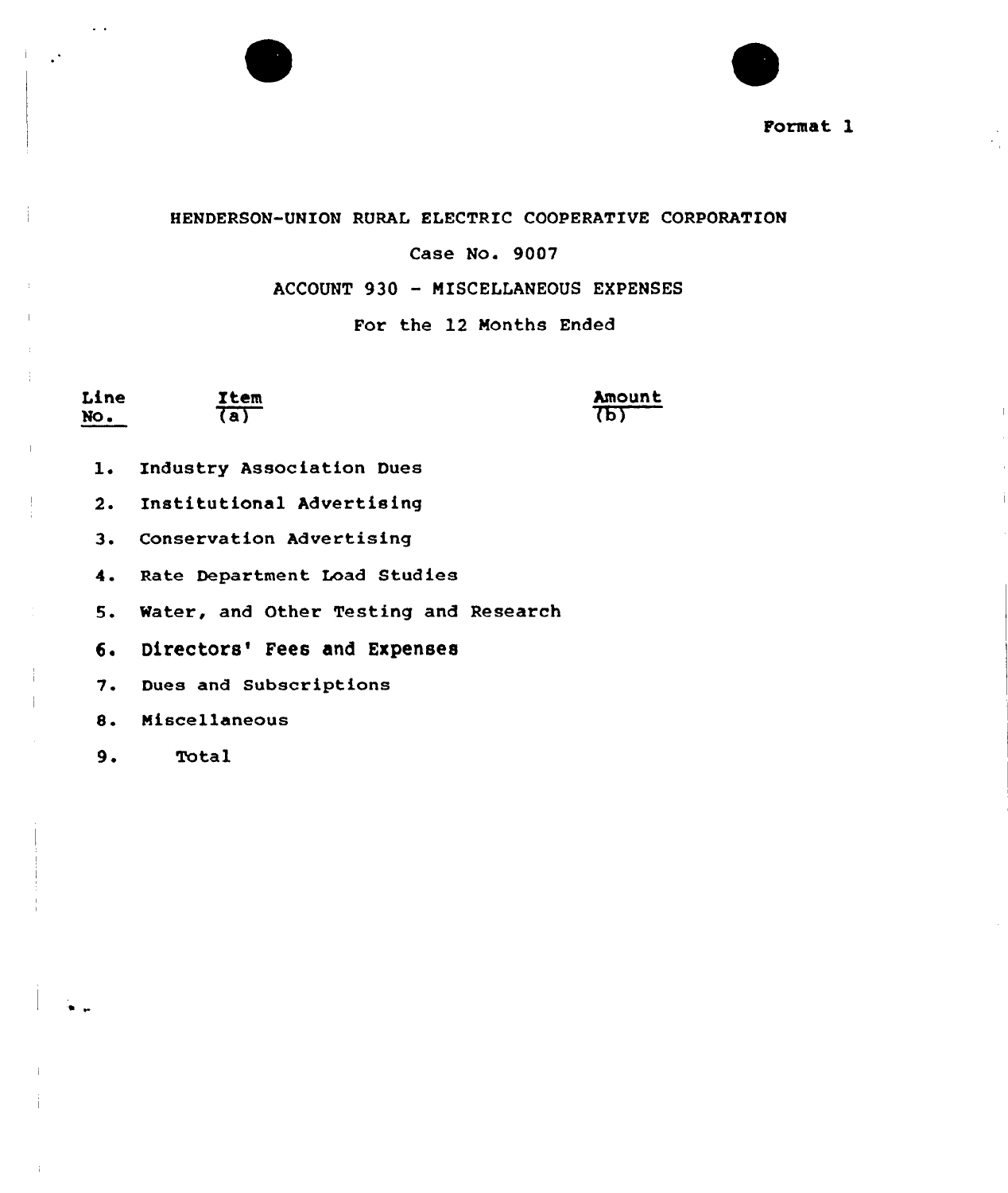Format 1

HENDERSON-UNION RURAL ELECTRIC COOPERATIVE CORPORATION

Case No. 9007

ACCOUNT 930 - MISCELLANEOUS EXPENSES

For the 12 Months Ended

| Line No. | Item (a) | Amount (b) |
|---|---|---|
| 1. | Industry Association Dues | |
| 2. | Institutional Advertising | |
| 3. | Conservation Advertising | |
| 4. | Rate Department Load Studies | |
| 5. | Water, and Other Testing and Research | |
| 6. | Directors' Fees and Expenses | |
| 7. | Dues and Subscriptions | |
| 8. | Miscellaneous | |
| 9. | Total | |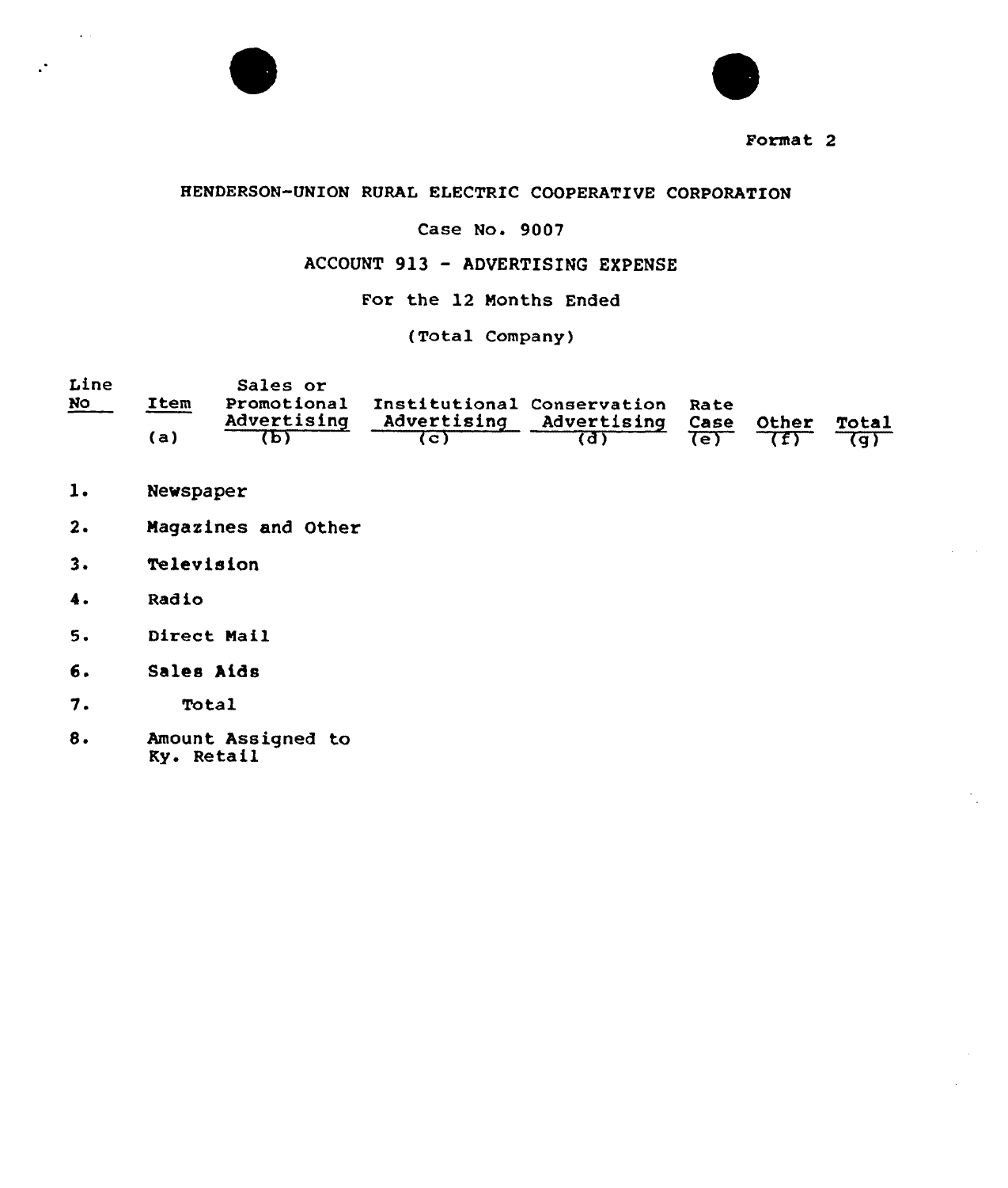Format 2

HENDERSON-UNION RURAL ELECTRIC COOPERATIVE CORPORATION

Case No. 9007

ACCOUNT 913 - ADVERTISING EXPENSE

For the 12 Months Ended

(Total Company)

| Line No | Item (a) | Sales or Promotional Advertising (b) | Institutional Advertising (c) | Conservation Advertising (d) | Rate Case (e) | Other (f) | Total (g) |
|---|---|---|---|---|---|---|---|
| 1. | Newspaper | | | | | | |
| 2. | Magazines and Other | | | | | | |
| 3. | Television | | | | | | |
| 4. | Radio | | | | | | |
| 5. | Direct Mail | | | | | | |
| 6. | Sales Aids | | | | | | |
| 7. | Total | | | | | | |
| 8. | Amount Assigned to Ky. Retail | | | | | | |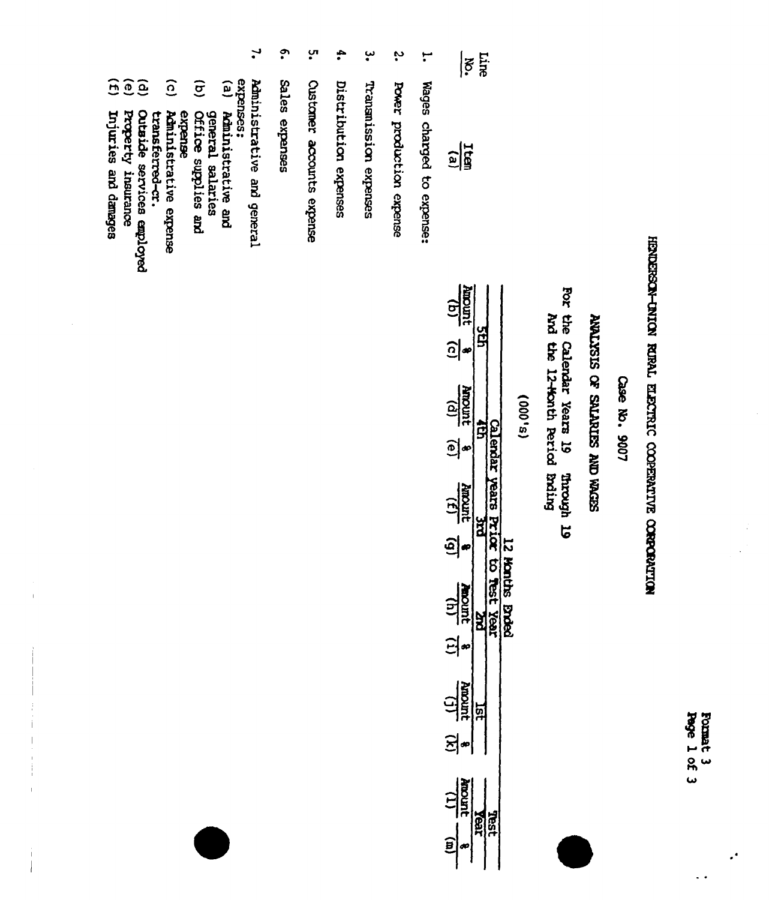Format 3
Page 1 of 3

# HENDERSON-UNION RURAL ELECTRIC COOPERATIVE CORPORATION

## Case No. 9007

## ANALYSIS OF SALARIES AND WAGES

For the Calendar Years 19   Through 19
And the 12-Month Period Ending

(000's)

| Line No. | Item (a) | Calendar Years Prior to Test Year | | | | | | | | | | 12 Months Ended Test Year | |
|---|---|---|---|---|---|---|---|---|---|---|---|---|---|
| | | 5th | | 4th | | 3rd | | 2nd | | 1st | | | |
| | | Amount (b) | % (c) | Amount (d) | % (e) | Amount (f) | % (g) | Amount (h) | % (i) | Amount (j) | % (k) | Amount (l) | % (m) |
| 1. | Wages charged to expense: | | | | | | | | | | | | |
| 2. | Power production expense | | | | | | | | | | | | |
| 3. | Transmission expenses | | | | | | | | | | | | |
| 4. | Distribution expenses | | | | | | | | | | | | |
| 5. | Customer accounts expense | | | | | | | | | | | | |
| 6. | Sales expenses | | | | | | | | | | | | |
| 7. | Administrative and general expenses: | | | | | | | | | | | | |
| | (a) Administrative and general salaries | | | | | | | | | | | | |
| | (b) Office supplies and expense | | | | | | | | | | | | |
| | (c) Administrative expense transferred-cr. | | | | | | | | | | | | |
| | (d) Outside services employed | | | | | | | | | | | | |
| | (e) Property insurance | | | | | | | | | | | | |
| | (f) Injuries and damages | | | | | | | | | | | | |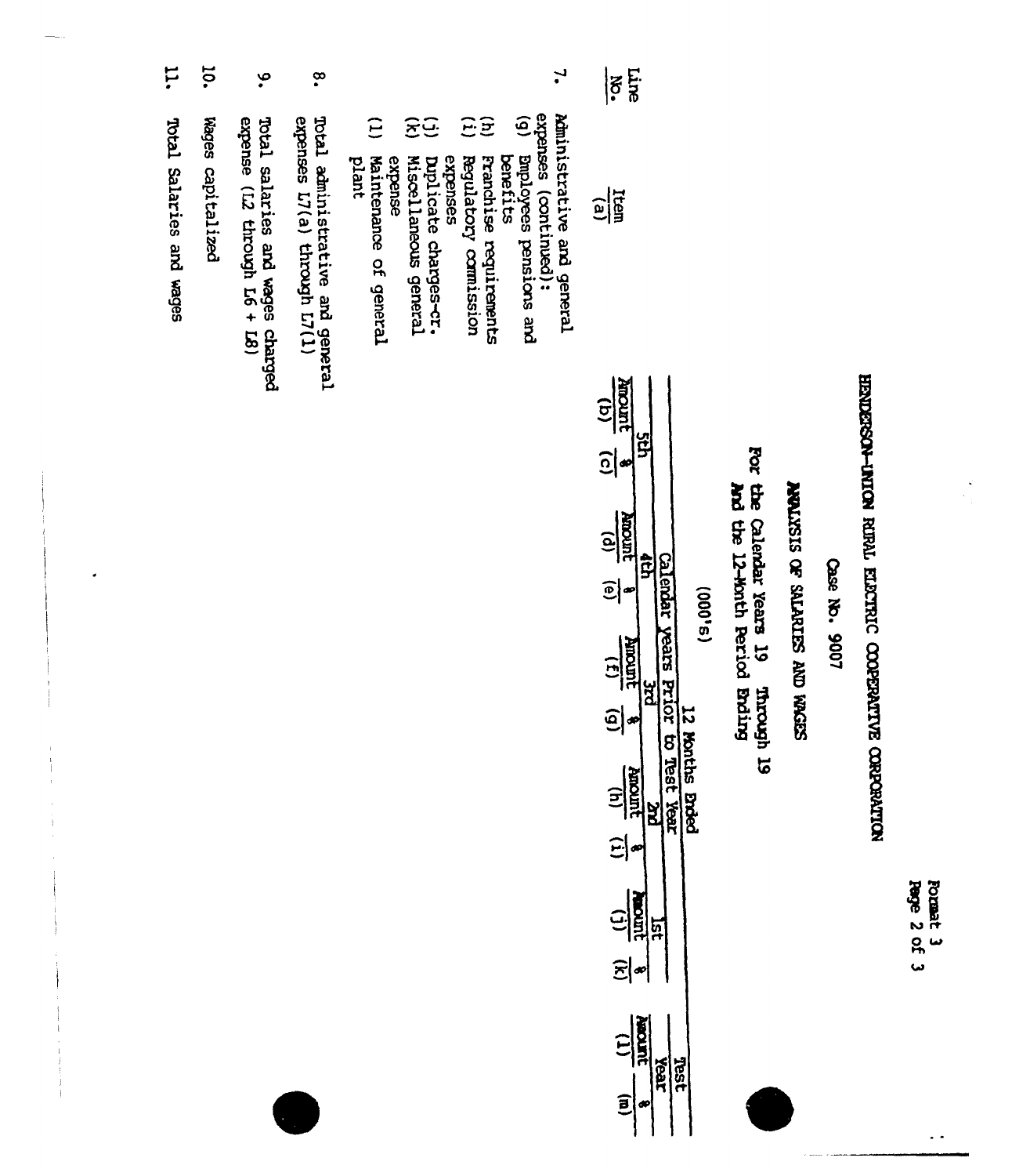HENDERSON-UNION RURAL ELECTRIC COOPERATIVE CORPORATION

Case No. 9007

ANALYSIS OF SALARIES AND WAGES

For the Calendar Years 19   Through 19
And the 12-Month Period Ending

(000's)

| Line No. | Item (a) | 5th Amount (b) | 5th % (c) | 4th Amount (d) | 4th % (e) | 3rd Amount (f) | 3rd % (g) | 2nd Amount (h) | 2nd % (i) | 1st Amount (j) | 1st % (k) | Test Year Amount (l) | Test Year % (m) |
|---|---|---|---|---|---|---|---|---|---|---|---|---|---|
| | | Calendar Years Prior to Test Year | | | | | | | | | | 12 Months Ended | |
| 7. | Administrative and general expenses (continued): | | | | | | | | | | | | |
| | (g) Employees pensions and benefits | | | | | | | | | | | | |
| | (h) Franchise requirements | | | | | | | | | | | | |
| | (i) Regulatory commission expenses | | | | | | | | | | | | |
| | (j) Duplicate charges-cr. | | | | | | | | | | | | |
| | (k) Miscellaneous general expense | | | | | | | | | | | | |
| | (l) Maintenance of general plant | | | | | | | | | | | | |
| 8. | Total administrative and general expenses L7(a) through L7(l) | | | | | | | | | | | | |
| 9. | Total salaries and wages charged expense (L2 through L6 + L8) | | | | | | | | | | | | |
| 10. | Wages capitalized | | | | | | | | | | | | |
| 11. | Total Salaries and wages | | | | | | | | | | | | |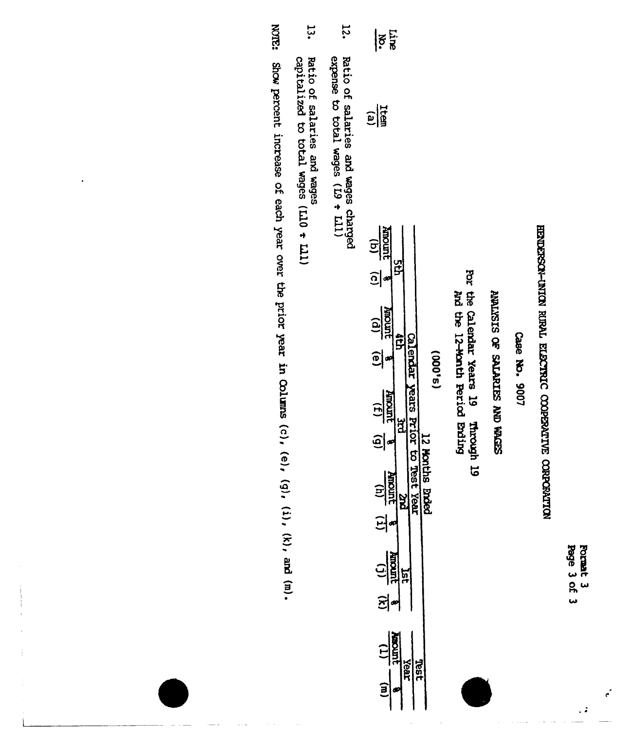Format 3
Page 3 of 3

HENDERSON-UNION RURAL ELECTRIC COOPERATIVE CORPORATION

Case No. 9007

ANALYSIS OF SALARIES AND WAGES

For the Calendar Years 19 Through 19
And the 12-Month Period Ending

(000's)

| Line No. | Item (a) | 12 Months Ended | | | | | | | | | | Test Year | |
|---|---|---|---|---|---|---|---|---|---|---|---|---|---|
| | | Calendar Years Prior to Test Year | | | | | | | | | | | |
| | | 5th | | 4th | | 3rd | | 2nd | | 1st | | | |
| | | Amount (b) | % (c) | Amount (d) | % (e) | Amount (f) | % (g) | Amount (h) | % (i) | Amount (j) | % (k) | Amount (l) | % (m) |
| 12. | Ratio of salaries and wages charged expense to total wages (L9 ÷ L11) | | | | | | | | | | | | |
| 13. | Ratio of salaries and wages capitalized to total wages (L10 ÷ L11) | | | | | | | | | | | | |

NOTE: Show percent increase of each year over the prior year in Columns (c), (e), (g), (i), (k), and (m).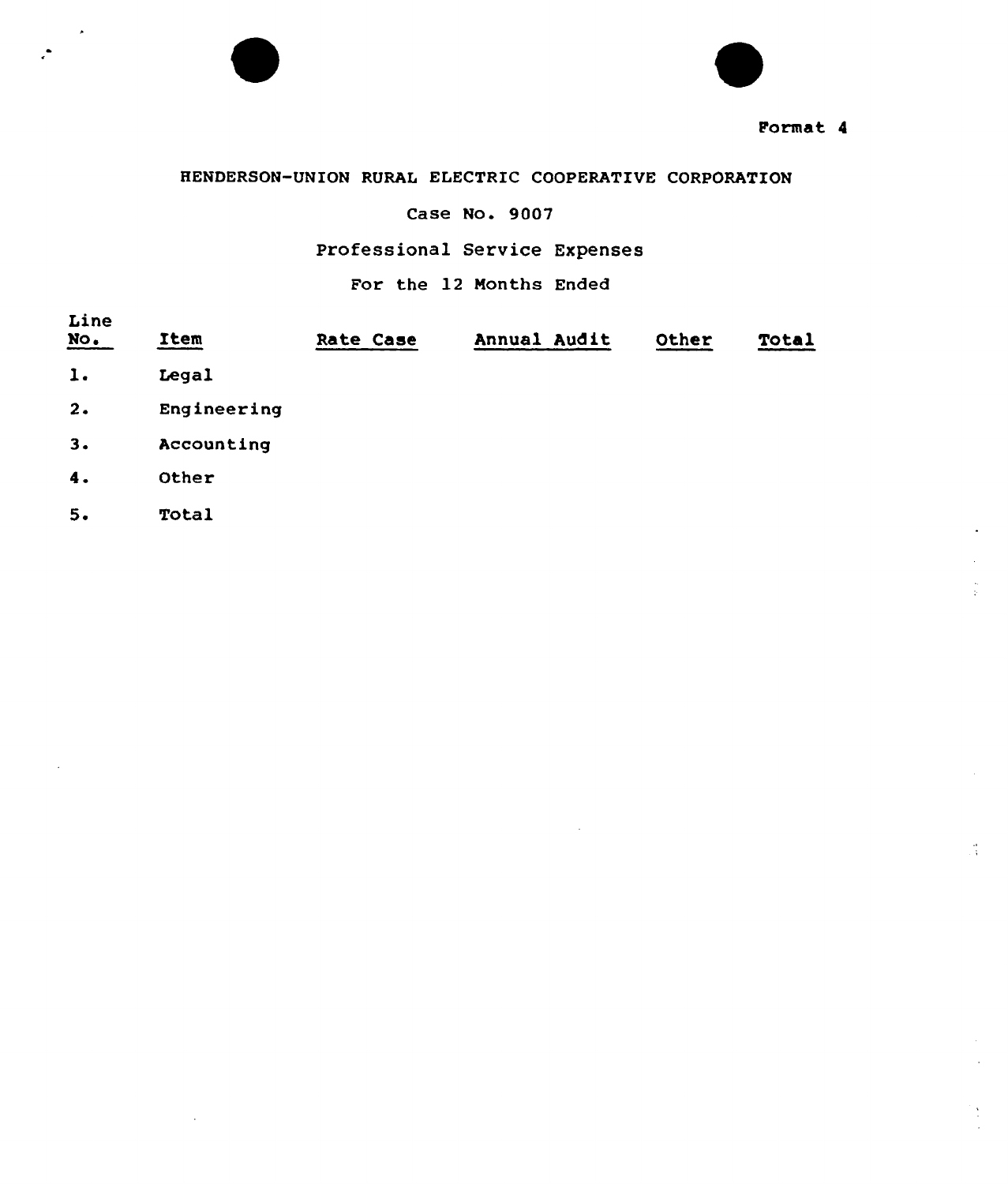Format 4

HENDERSON-UNION RURAL ELECTRIC COOPERATIVE CORPORATION

Case No. 9007

Professional Service Expenses

For the 12 Months Ended

| Line No. | Item | Rate Case | Annual Audit | Other | Total |
|---|---|---|---|---|---|
| 1. | Legal | | | | |
| 2. | Engineering | | | | |
| 3. | Accounting | | | | |
| 4. | Other | | | | |
| 5. | Total | | | | |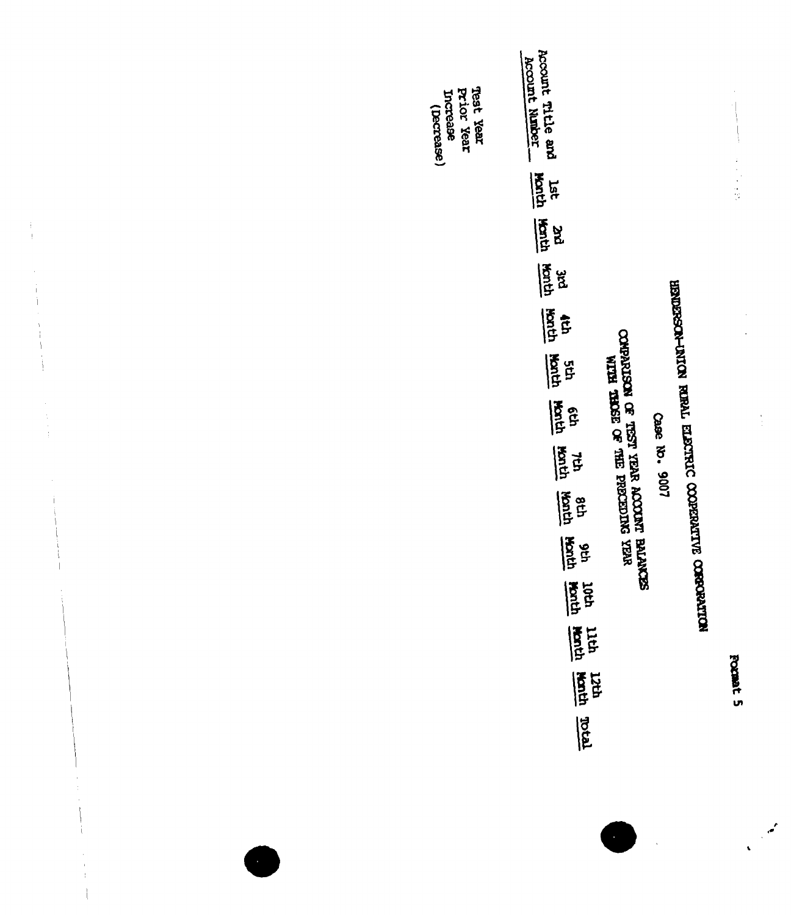Format 5

HENDERSON-UNION RURAL ELECTRIC COOPERATIVE CORPORATION

Case No. 9007

COMPARISON OF TEST YEAR ACCOUNT BALANCES
WITH THOSE OF THE PRECEDING YEAR

| Account Title and Account Number | 1st Month | 2nd Month | 3rd Month | 4th Month | 5th Month | 6th Month | 7th Month | 8th Month | 9th Month | 10th Month | 11th Month | 12th Month | Total |
|---|---|---|---|---|---|---|---|---|---|---|---|---|---|
| Test Year | | | | | | | | | | | | | |
| Prior Year | | | | | | | | | | | | | |
| Increase (Decrease) | | | | | | | | | | | | | |